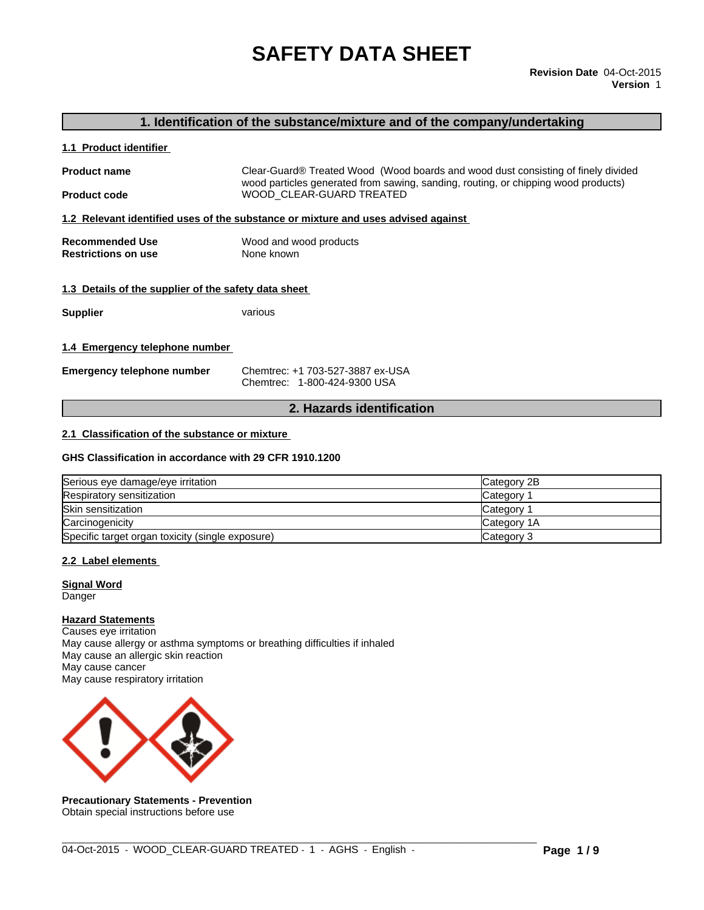# SAFETY DATA SHEET

**Revision Date** 04-Oct-2015
**Version** 1

## 1. Identification of the substance/mixture and of the company/undertaking

### 1.1 Product identifier

**Product name** Clear-Guard® Treated Wood (Wood boards and wood dust consisting of finely divided wood particles generated from sawing, sanding, routing, or chipping wood products)

**Product code** WOOD_CLEAR-GUARD TREATED

### 1.2 Relevant identified uses of the substance or mixture and uses advised against

**Recommended Use** Wood and wood products
**Restrictions on use** None known

### 1.3 Details of the supplier of the safety data sheet

**Supplier** various

### 1.4 Emergency telephone number

**Emergency telephone number** Chemtrec: +1 703-527-3887 ex-USA
Chemtrec: 1-800-424-9300 USA

## 2. Hazards identification

### 2.1 Classification of the substance or mixture

**GHS Classification in accordance with 29 CFR 1910.1200**

| Hazard class | Category |
|---|---|
| Serious eye damage/eye irritation | Category 2B |
| Respiratory sensitization | Category 1 |
| Skin sensitization | Category 1 |
| Carcinogenicity | Category 1A |
| Specific target organ toxicity (single exposure) | Category 3 |

### 2.2 Label elements

**Signal Word**
Danger

**Hazard Statements**
Causes eye irritation
May cause allergy or asthma symptoms or breathing difficulties if inhaled
May cause an allergic skin reaction
May cause cancer
May cause respiratory irritation

**Precautionary Statements - Prevention**
Obtain special instructions before use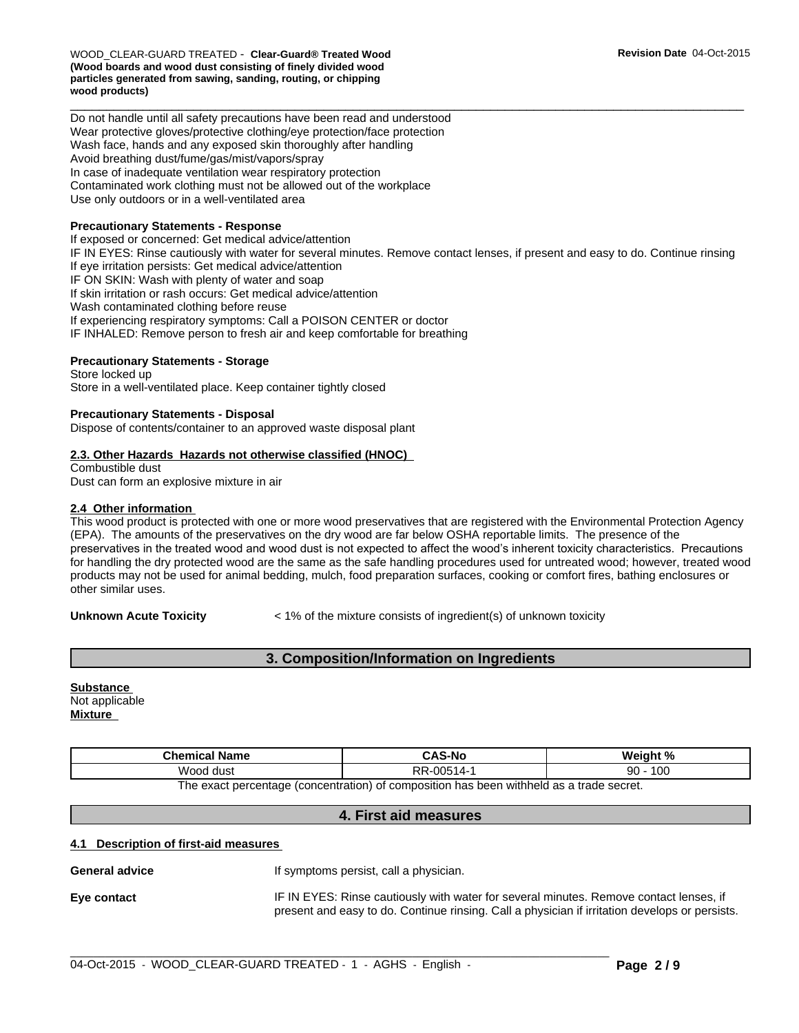Do not handle until all safety precautions have been read and understood
Wear protective gloves/protective clothing/eye protection/face protection
Wash face, hands and any exposed skin thoroughly after handling
Avoid breathing dust/fume/gas/mist/vapors/spray
In case of inadequate ventilation wear respiratory protection
Contaminated work clothing must not be allowed out of the workplace
Use only outdoors or in a well-ventilated area

**Precautionary Statements - Response**
If exposed or concerned: Get medical advice/attention
IF IN EYES: Rinse cautiously with water for several minutes. Remove contact lenses, if present and easy to do. Continue rinsing
If eye irritation persists: Get medical advice/attention
IF ON SKIN: Wash with plenty of water and soap
If skin irritation or rash occurs: Get medical advice/attention
Wash contaminated clothing before reuse
If experiencing respiratory symptoms: Call a POISON CENTER or doctor
IF INHALED: Remove person to fresh air and keep comfortable for breathing

**Precautionary Statements - Storage**
Store locked up
Store in a well-ventilated place. Keep container tightly closed

**Precautionary Statements - Disposal**
Dispose of contents/container to an approved waste disposal plant

**2.3. Other Hazards Hazards not otherwise classified (HNOC)**
Combustible dust
Dust can form an explosive mixture in air

**2.4 Other information**
This wood product is protected with one or more wood preservatives that are registered with the Environmental Protection Agency (EPA). The amounts of the preservatives on the dry wood are far below OSHA reportable limits. The presence of the preservatives in the treated wood and wood dust is not expected to affect the wood's inherent toxicity characteristics. Precautions for handling the dry protected wood are the same as the safe handling procedures used for untreated wood; however, treated wood products may not be used for animal bedding, mulch, food preparation surfaces, cooking or comfort fires, bathing enclosures or other similar uses.

**Unknown Acute Toxicity** < 1% of the mixture consists of ingredient(s) of unknown toxicity

## 3. Composition/Information on Ingredients

**Substance**
Not applicable
**Mixture**

| Chemical Name | CAS-No | Weight % |
|---|---|---|
| Wood dust | RR-00514-1 | 90 - 100 |

The exact percentage (concentration) of composition has been withheld as a trade secret.

## 4. First aid measures

**4.1 Description of first-aid measures**

**General advice** If symptoms persist, call a physician.

**Eye contact** IF IN EYES: Rinse cautiously with water for several minutes. Remove contact lenses, if present and easy to do. Continue rinsing. Call a physician if irritation develops or persists.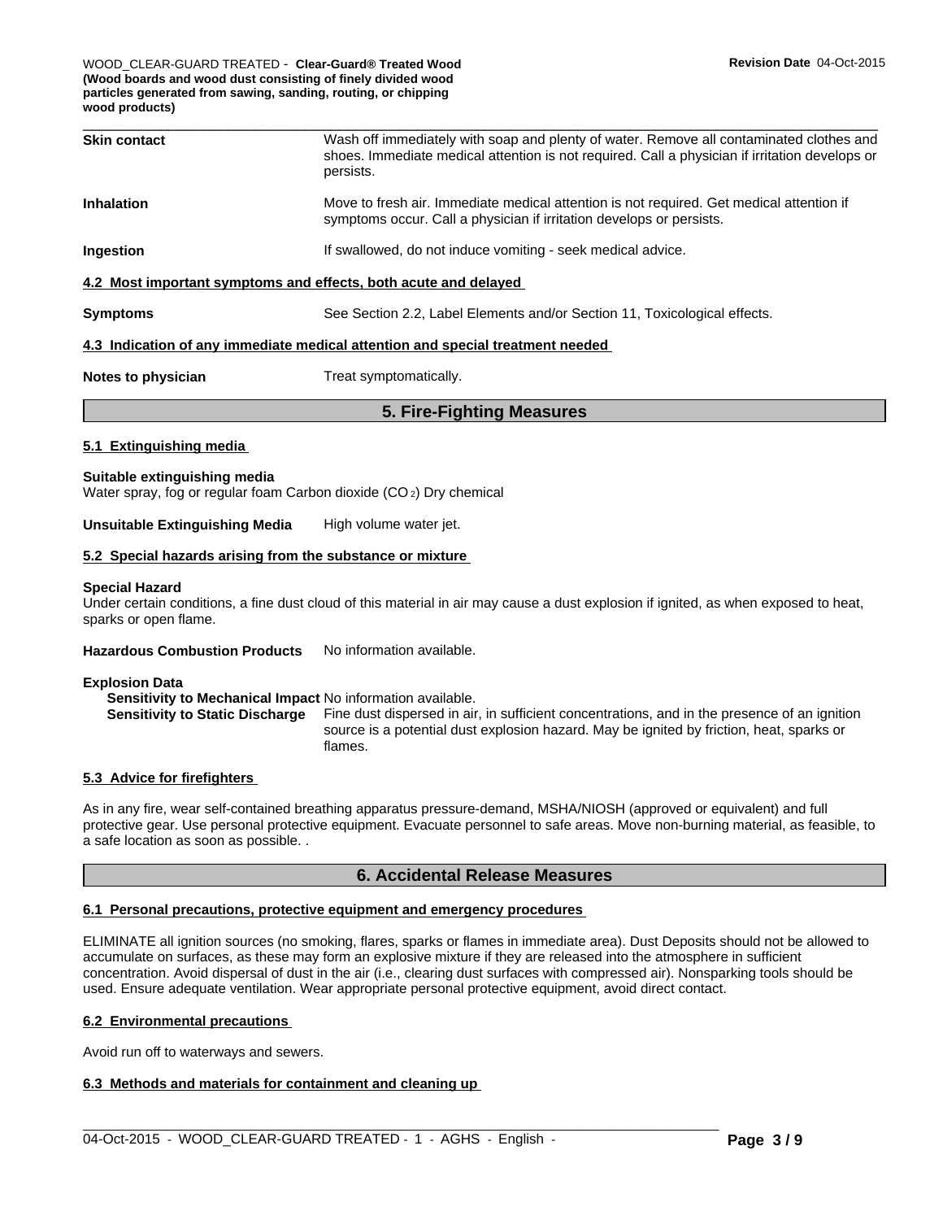**Skin contact**
Wash off immediately with soap and plenty of water. Remove all contaminated clothes and shoes. Immediate medical attention is not required. Call a physician if irritation develops or persists.

**Inhalation**
Move to fresh air. Immediate medical attention is not required. Get medical attention if symptoms occur. Call a physician if irritation develops or persists.

**Ingestion**
If swallowed, do not induce vomiting - seek medical advice.

### 4.2 Most important symptoms and effects, both acute and delayed

**Symptoms**
See Section 2.2, Label Elements and/or Section 11, Toxicological effects.

### 4.3 Indication of any immediate medical attention and special treatment needed

**Notes to physician**
Treat symptomatically.

## 5. Fire-Fighting Measures

### 5.1 Extinguishing media

**Suitable extinguishing media**
Water spray, fog or regular foam Carbon dioxide ($CO_2$) Dry chemical

**Unsuitable Extinguishing Media**
High volume water jet.

### 5.2 Special hazards arising from the substance or mixture

**Special Hazard**
Under certain conditions, a fine dust cloud of this material in air may cause a dust explosion if ignited, as when exposed to heat, sparks or open flame.

**Hazardous Combustion Products**
No information available.

**Explosion Data**

**Sensitivity to Mechanical Impact** No information available.

**Sensitivity to Static Discharge** Fine dust dispersed in air, in sufficient concentrations, and in the presence of an ignition source is a potential dust explosion hazard. May be ignited by friction, heat, sparks or flames.

### 5.3 Advice for firefighters

As in any fire, wear self-contained breathing apparatus pressure-demand, MSHA/NIOSH (approved or equivalent) and full protective gear. Use personal protective equipment. Evacuate personnel to safe areas. Move non-burning material, as feasible, to a safe location as soon as possible. .

## 6. Accidental Release Measures

### 6.1 Personal precautions, protective equipment and emergency procedures

ELIMINATE all ignition sources (no smoking, flares, sparks or flames in immediate area). Dust Deposits should not be allowed to accumulate on surfaces, as these may form an explosive mixture if they are released into the atmosphere in sufficient concentration. Avoid dispersal of dust in the air (i.e., clearing dust surfaces with compressed air). Nonsparking tools should be used. Ensure adequate ventilation. Wear appropriate personal protective equipment, avoid direct contact.

### 6.2 Environmental precautions

Avoid run off to waterways and sewers.

### 6.3 Methods and materials for containment and cleaning up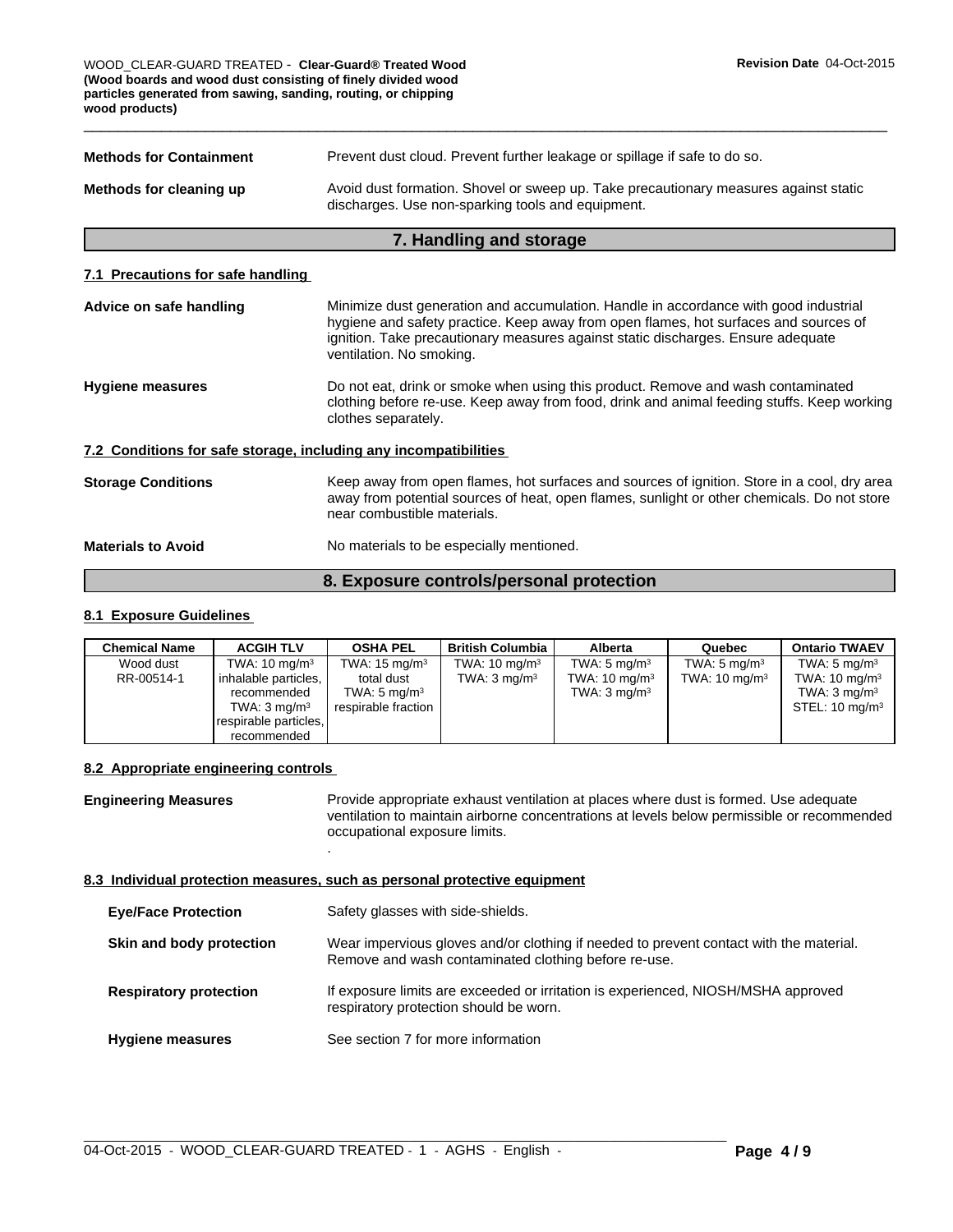| | |
|---|---|
| **Methods for Containment** | Prevent dust cloud. Prevent further leakage or spillage if safe to do so. |
| **Methods for cleaning up** | Avoid dust formation. Shovel or sweep up. Take precautionary measures against static discharges. Use non-sparking tools and equipment. |

## 7. Handling and storage

### 7.1 Precautions for safe handling

**Advice on safe handling**: Minimize dust generation and accumulation. Handle in accordance with good industrial hygiene and safety practice. Keep away from open flames, hot surfaces and sources of ignition. Take precautionary measures against static discharges. Ensure adequate ventilation. No smoking.

**Hygiene measures**: Do not eat, drink or smoke when using this product. Remove and wash contaminated clothing before re-use. Keep away from food, drink and animal feeding stuffs. Keep working clothes separately.

### 7.2 Conditions for safe storage, including any incompatibilities

**Storage Conditions**: Keep away from open flames, hot surfaces and sources of ignition. Store in a cool, dry area away from potential sources of heat, open flames, sunlight or other chemicals. Do not store near combustible materials.

**Materials to Avoid**: No materials to be especially mentioned.

## 8. Exposure controls/personal protection

### 8.1 Exposure Guidelines

| Chemical Name | ACGIH TLV | OSHA PEL | British Columbia | Alberta | Quebec | Ontario TWAEV |
|---|---|---|---|---|---|---|
| Wood dust<br>RR-00514-1 | TWA: 10 mg/m³<br>inhalable particles, recommended<br>TWA: 3 mg/m³<br>respirable particles, recommended | TWA: 15 mg/m³<br>total dust<br>TWA: 5 mg/m³<br>respirable fraction | TWA: 10 mg/m³<br>TWA: 3 mg/m³ | TWA: 5 mg/m³<br>TWA: 10 mg/m³<br>TWA: 3 mg/m³ | TWA: 5 mg/m³<br>TWA: 10 mg/m³ | TWA: 5 mg/m³<br>TWA: 10 mg/m³<br>TWA: 3 mg/m³<br>STEL: 10 mg/m³ |

### 8.2 Appropriate engineering controls

**Engineering Measures**: Provide appropriate exhaust ventilation at places where dust is formed. Use adequate ventilation to maintain airborne concentrations at levels below permissible or recommended occupational exposure limits.
.

### 8.3 Individual protection measures, such as personal protective equipment

**Eye/Face Protection**: Safety glasses with side-shields.

**Skin and body protection**: Wear impervious gloves and/or clothing if needed to prevent contact with the material. Remove and wash contaminated clothing before re-use.

**Respiratory protection**: If exposure limits are exceeded or irritation is experienced, NIOSH/MSHA approved respiratory protection should be worn.

**Hygiene measures**: See section 7 for more information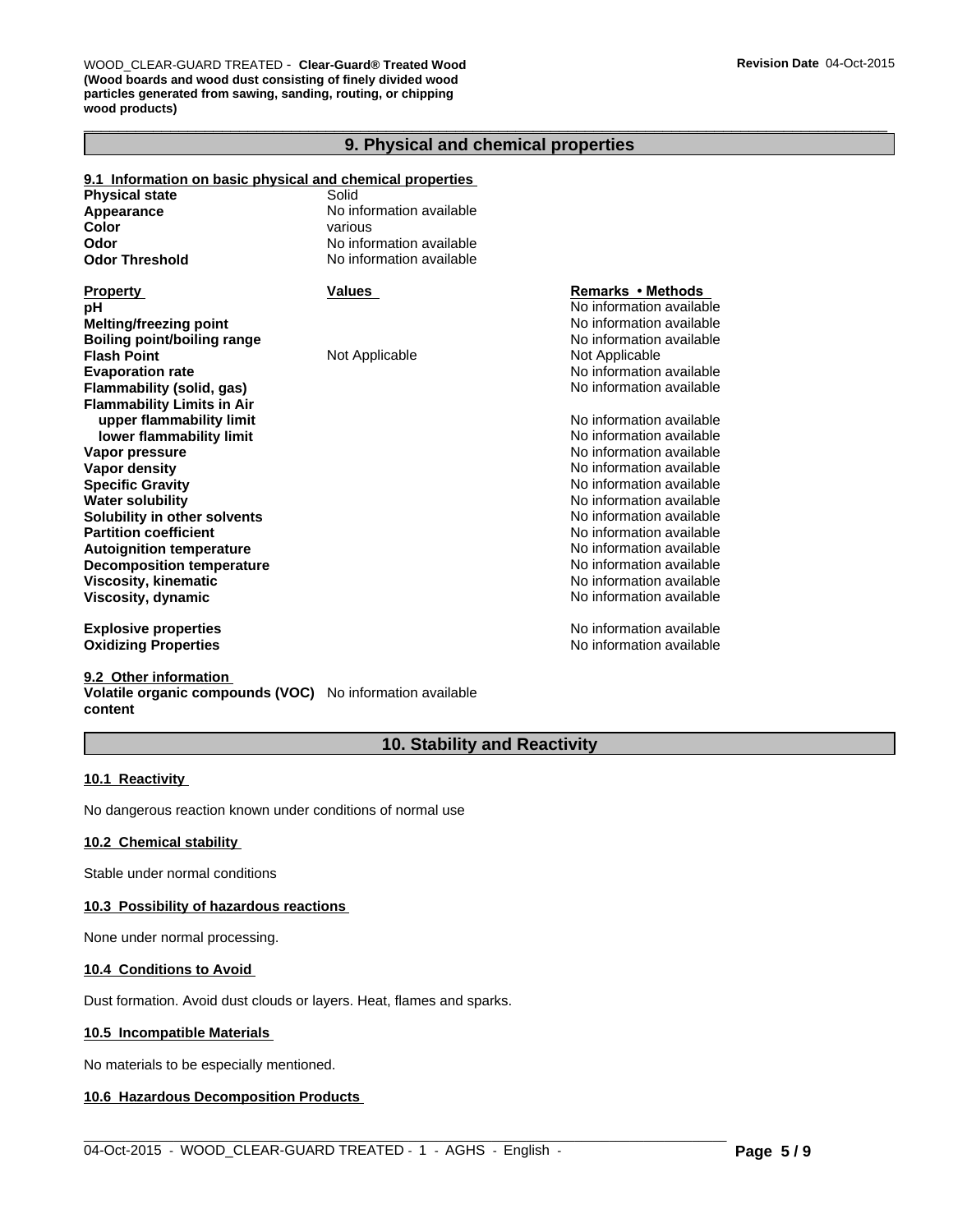## 9. Physical and chemical properties

### 9.1 Information on basic physical and chemical properties

| | |
|---|---|
| **Physical state** | Solid |
| **Appearance** | No information available |
| **Color** | various |
| **Odor** | No information available |
| **Odor Threshold** | No information available |

| Property | Values | Remarks • Methods |
|---|---|---|
| **pH** | | No information available |
| **Melting/freezing point** | | No information available |
| **Boiling point/boiling range** | | No information available |
| **Flash Point** | Not Applicable | Not Applicable |
| **Evaporation rate** | | No information available |
| **Flammability (solid, gas)** | | No information available |
| **Flammability Limits in Air** | | |
| **upper flammability limit** | | No information available |
| **lower flammability limit** | | No information available |
| **Vapor pressure** | | No information available |
| **Vapor density** | | No information available |
| **Specific Gravity** | | No information available |
| **Water solubility** | | No information available |
| **Solubility in other solvents** | | No information available |
| **Partition coefficient** | | No information available |
| **Autoignition temperature** | | No information available |
| **Decomposition temperature** | | No information available |
| **Viscosity, kinematic** | | No information available |
| **Viscosity, dynamic** | | No information available |
| **Explosive properties** | | No information available |
| **Oxidizing Properties** | | No information available |

### 9.2 Other information

**Volatile organic compounds (VOC) content** No information available

## 10. Stability and Reactivity

### 10.1 Reactivity

No dangerous reaction known under conditions of normal use

### 10.2 Chemical stability

Stable under normal conditions

### 10.3 Possibility of hazardous reactions

None under normal processing.

### 10.4 Conditions to Avoid

Dust formation. Avoid dust clouds or layers. Heat, flames and sparks.

### 10.5 Incompatible Materials

No materials to be especially mentioned.

### 10.6 Hazardous Decomposition Products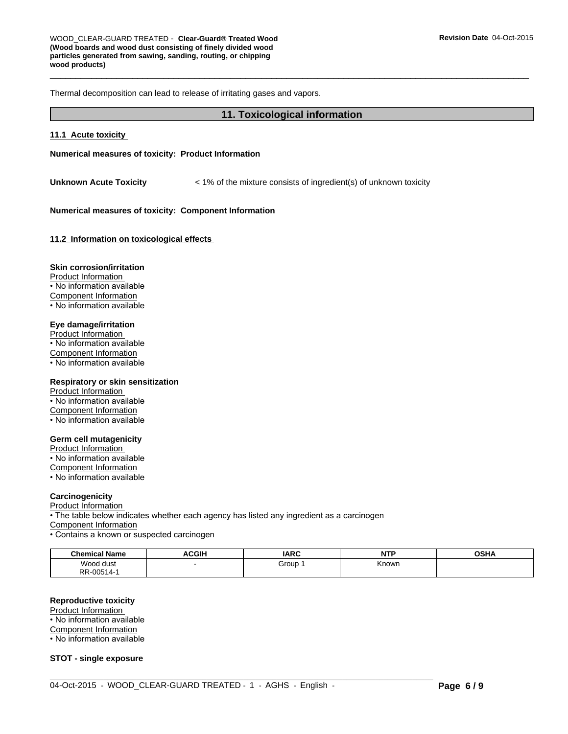Thermal decomposition can lead to release of irritating gases and vapors.

## 11. Toxicological information

### 11.1 Acute toxicity

**Numerical measures of toxicity: Product Information**

**Unknown Acute Toxicity** < 1% of the mixture consists of ingredient(s) of unknown toxicity

**Numerical measures of toxicity: Component Information**

### 11.2 Information on toxicological effects

**Skin corrosion/irritation**

Product Information

• No information available

Component Information

• No information available

**Eye damage/irritation**

Product Information

• No information available

Component Information

• No information available

**Respiratory or skin sensitization**

Product Information

• No information available

Component Information

• No information available

**Germ cell mutagenicity**

Product Information

• No information available

Component Information

• No information available

**Carcinogenicity**

Product Information

• The table below indicates whether each agency has listed any ingredient as a carcinogen

Component Information

• Contains a known or suspected carcinogen

| Chemical Name | ACGIH | IARC | NTP | OSHA |
|---|---|---|---|---|
| Wood dust RR-00514-1 | - | Group 1 | Known | |

**Reproductive toxicity**

Product Information

• No information available

Component Information

• No information available

**STOT - single exposure**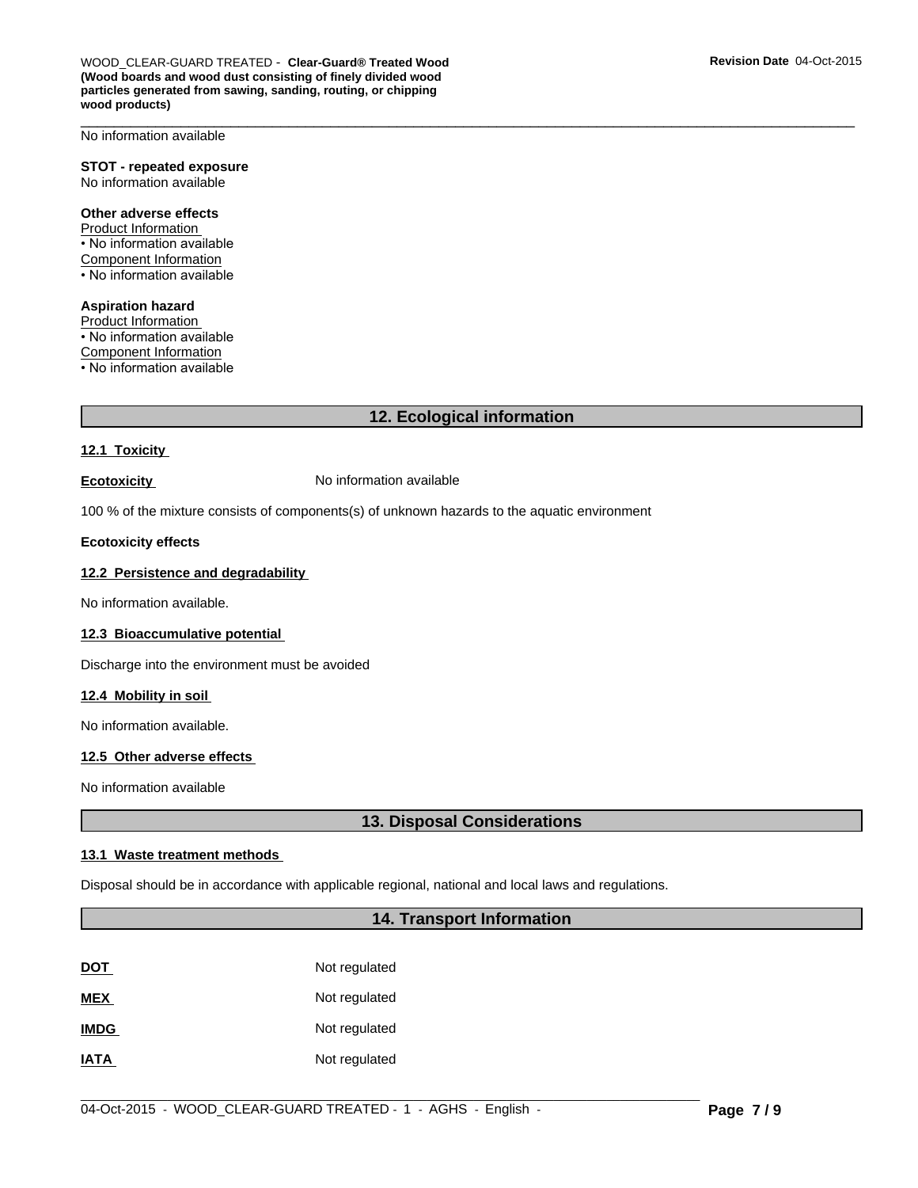No information available

**STOT - repeated exposure**
No information available

**Other adverse effects**
Product Information
• No information available
Component Information
• No information available

**Aspiration hazard**
Product Information
• No information available
Component Information
• No information available

## 12. Ecological information

### 12.1 Toxicity

**Ecotoxicity** No information available

100 % of the mixture consists of components(s) of unknown hazards to the aquatic environment

**Ecotoxicity effects**

### 12.2 Persistence and degradability

No information available.

### 12.3 Bioaccumulative potential

Discharge into the environment must be avoided

### 12.4 Mobility in soil

No information available.

### 12.5 Other adverse effects

No information available

## 13. Disposal Considerations

### 13.1 Waste treatment methods

Disposal should be in accordance with applicable regional, national and local laws and regulations.

## 14. Transport Information

| | |
|---|---|
| **DOT** | Not regulated |
| **MEX** | Not regulated |
| **IMDG** | Not regulated |
| **IATA** | Not regulated |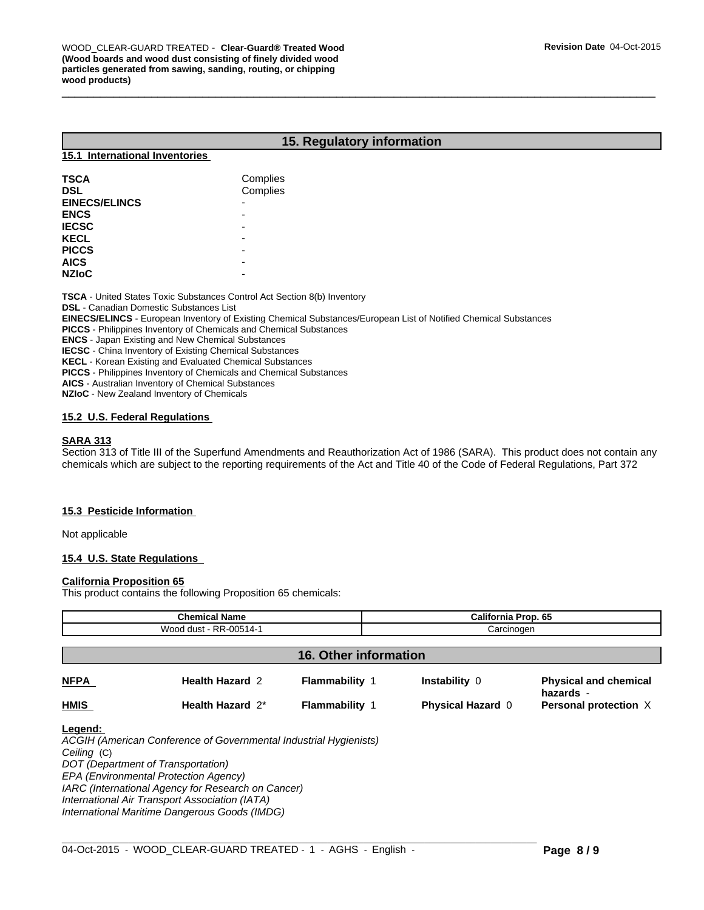## 15. Regulatory information

### 15.1 International Inventories

| | |
|---|---|
| **TSCA** | Complies |
| **DSL** | Complies |
| **EINECS/ELINCS** | - |
| **ENCS** | - |
| **IECSC** | - |
| **KECL** | - |
| **PICCS** | - |
| **AICS** | - |
| **NZIoC** | - |

**TSCA** - United States Toxic Substances Control Act Section 8(b) Inventory
**DSL** - Canadian Domestic Substances List
**EINECS/ELINCS** - European Inventory of Existing Chemical Substances/European List of Notified Chemical Substances
**PICCS** - Philippines Inventory of Chemicals and Chemical Substances
**ENCS** - Japan Existing and New Chemical Substances
**IECSC** - China Inventory of Existing Chemical Substances
**KECL** - Korean Existing and Evaluated Chemical Substances
**PICCS** - Philippines Inventory of Chemicals and Chemical Substances
**AICS** - Australian Inventory of Chemical Substances
**NZIoC** - New Zealand Inventory of Chemicals

### 15.2 U.S. Federal Regulations

**SARA 313**
Section 313 of Title III of the Superfund Amendments and Reauthorization Act of 1986 (SARA). This product does not contain any chemicals which are subject to the reporting requirements of the Act and Title 40 of the Code of Federal Regulations, Part 372

### 15.3 Pesticide Information

Not applicable

### 15.4 U.S. State Regulations

**California Proposition 65**
This product contains the following Proposition 65 chemicals:

| Chemical Name | California Prop. 65 |
|---|---|
| Wood dust - RR-00514-1 | Carcinogen |

## 16. Other information

| | | | | |
|---|---|---|---|---|
| **NFPA** | **Health Hazard** 2 | **Flammability** 1 | **Instability** 0 | **Physical and chemical hazards** - |
| **HMIS** | **Health Hazard** 2* | **Flammability** 1 | **Physical Hazard** 0 | **Personal protection** X |

**Legend:**
*ACGIH (American Conference of Governmental Industrial Hygienists)*
*Ceiling* (C)
*DOT (Department of Transportation)*
*EPA (Environmental Protection Agency)*
*IARC (International Agency for Research on Cancer)*
*International Air Transport Association (IATA)*
*International Maritime Dangerous Goods (IMDG)*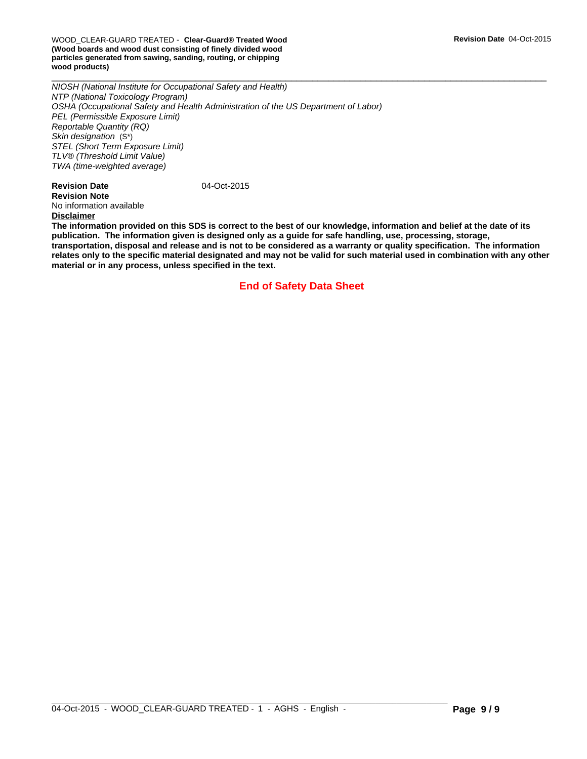*NIOSH (National Institute for Occupational Safety and Health)*
*NTP (National Toxicology Program)*
*OSHA (Occupational Safety and Health Administration of the US Department of Labor)*
*PEL (Permissible Exposure Limit)*
*Reportable Quantity (RQ)*
*Skin designation* (S*)
*STEL (Short Term Exposure Limit)*
*TLV® (Threshold Limit Value)*
*TWA (time-weighted average)*

**Revision Date** 04-Oct-2015
**Revision Note**
No information available
**Disclaimer**
**The information provided on this SDS is correct to the best of our knowledge, information and belief at the date of its publication. The information given is designed only as a guide for safe handling, use, processing, storage, transportation, disposal and release and is not to be considered as a warranty or quality specification. The information relates only to the specific material designated and may not be valid for such material used in combination with any other material or in any process, unless specified in the text.**

**End of Safety Data Sheet**